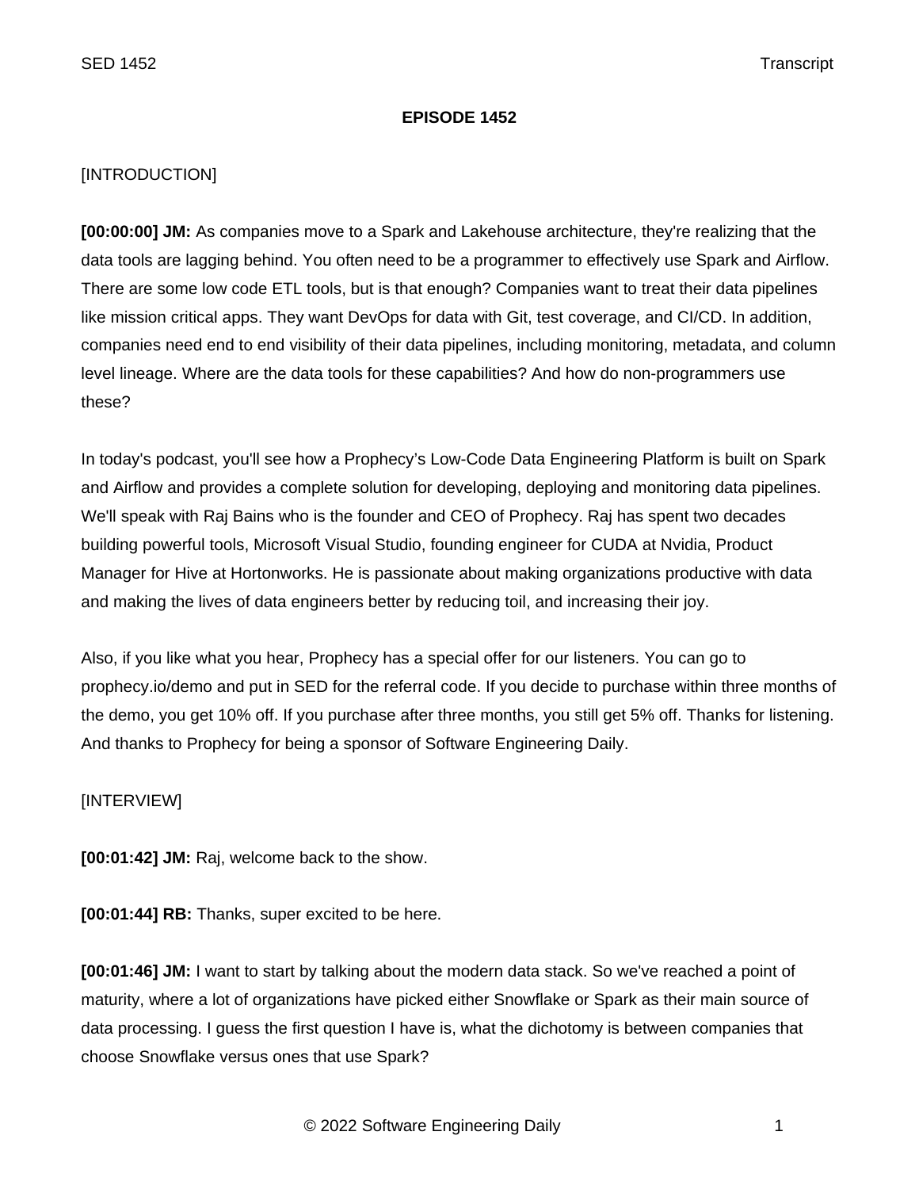# EPISODE 1452

[INTRODUCTION]

**[00:00:00] JM:** As companies move to a Spark and Lakehouse architecture, they're realizing that the data tools are lagging behind. You often need to be a programmer to effectively use Spark and Airflow. There are some low code ETL tools, but is that enough? Companies want to treat their data pipelines like mission critical apps. They want DevOps for data with Git, test coverage, and CI/CD. In addition, companies need end to end visibility of their data pipelines, including monitoring, metadata, and column level lineage. Where are the data tools for these capabilities? And how do non-programmers use these?

In today's podcast, you'll see how a Prophecy's Low-Code Data Engineering Platform is built on Spark and Airflow and provides a complete solution for developing, deploying and monitoring data pipelines. We'll speak with Raj Bains who is the founder and CEO of Prophecy. Raj has spent two decades building powerful tools, Microsoft Visual Studio, founding engineer for CUDA at Nvidia, Product Manager for Hive at Hortonworks. He is passionate about making organizations productive with data and making the lives of data engineers better by reducing toil, and increasing their joy.

Also, if you like what you hear, Prophecy has a special offer for our listeners. You can go to prophecy.io/demo and put in SED for the referral code. If you decide to purchase within three months of the demo, you get 10% off. If you purchase after three months, you still get 5% off. Thanks for listening. And thanks to Prophecy for being a sponsor of Software Engineering Daily.

[INTERVIEW]

**[00:01:42] JM:** Raj, welcome back to the show.

**[00:01:44] RB:** Thanks, super excited to be here.

**[00:01:46] JM:** I want to start by talking about the modern data stack. So we've reached a point of maturity, where a lot of organizations have picked either Snowflake or Spark as their main source of data processing. I guess the first question I have is, what the dichotomy is between companies that choose Snowflake versus ones that use Spark?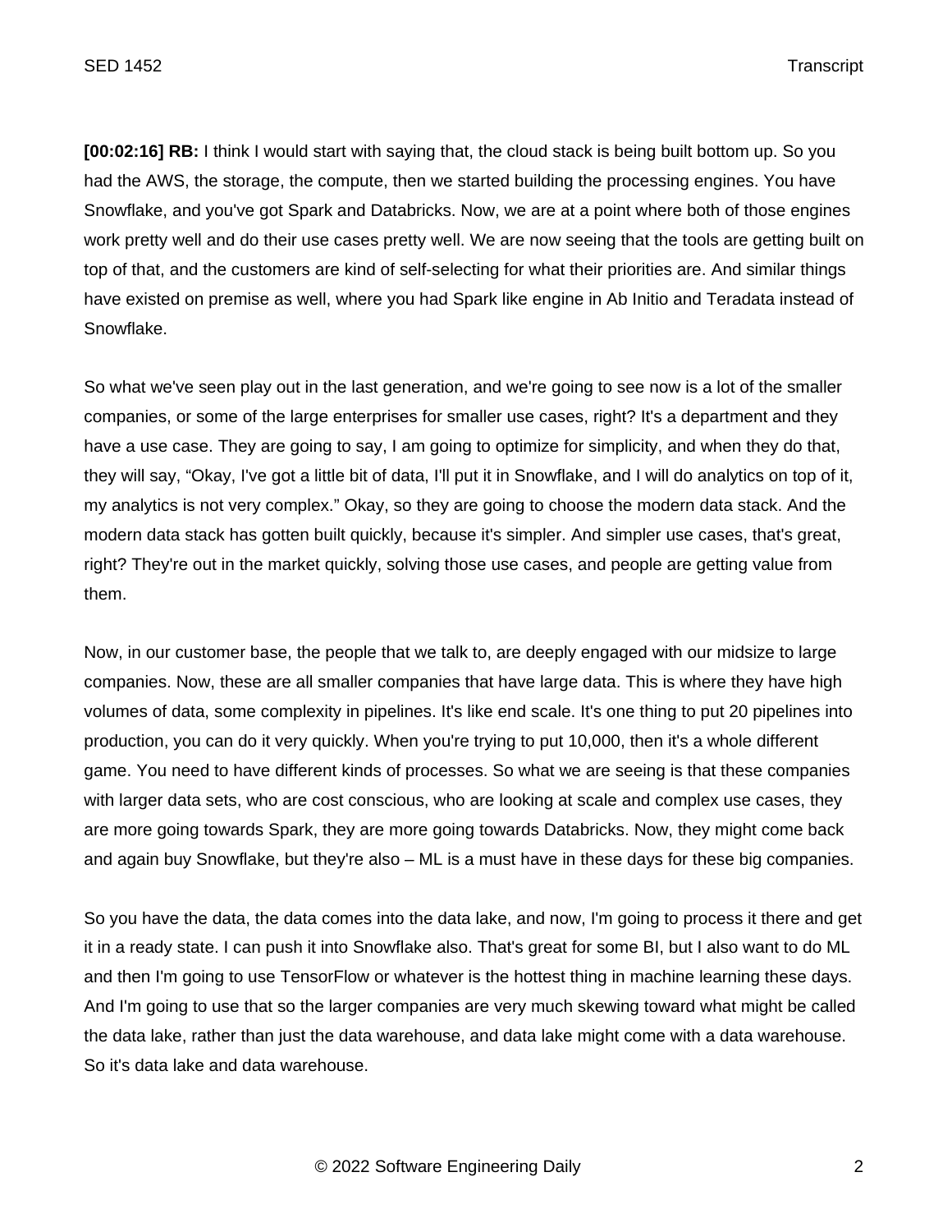**[00:02:16] RB:** I think I would start with saying that, the cloud stack is being built bottom up. So you had the AWS, the storage, the compute, then we started building the processing engines. You have Snowflake, and you've got Spark and Databricks. Now, we are at a point where both of those engines work pretty well and do their use cases pretty well. We are now seeing that the tools are getting built on top of that, and the customers are kind of self-selecting for what their priorities are. And similar things have existed on premise as well, where you had Spark like engine in Ab Initio and Teradata instead of Snowflake.

So what we've seen play out in the last generation, and we're going to see now is a lot of the smaller companies, or some of the large enterprises for smaller use cases, right? It's a department and they have a use case. They are going to say, I am going to optimize for simplicity, and when they do that, they will say, "Okay, I've got a little bit of data, I'll put it in Snowflake, and I will do analytics on top of it, my analytics is not very complex." Okay, so they are going to choose the modern data stack. And the modern data stack has gotten built quickly, because it's simpler. And simpler use cases, that's great, right? They're out in the market quickly, solving those use cases, and people are getting value from them.

Now, in our customer base, the people that we talk to, are deeply engaged with our midsize to large companies. Now, these are all smaller companies that have large data. This is where they have high volumes of data, some complexity in pipelines. It's like end scale. It's one thing to put 20 pipelines into production, you can do it very quickly. When you're trying to put 10,000, then it's a whole different game. You need to have different kinds of processes. So what we are seeing is that these companies with larger data sets, who are cost conscious, who are looking at scale and complex use cases, they are more going towards Spark, they are more going towards Databricks. Now, they might come back and again buy Snowflake, but they're also – ML is a must have in these days for these big companies.

So you have the data, the data comes into the data lake, and now, I'm going to process it there and get it in a ready state. I can push it into Snowflake also. That's great for some BI, but I also want to do ML and then I'm going to use TensorFlow or whatever is the hottest thing in machine learning these days. And I'm going to use that so the larger companies are very much skewing toward what might be called the data lake, rather than just the data warehouse, and data lake might come with a data warehouse. So it's data lake and data warehouse.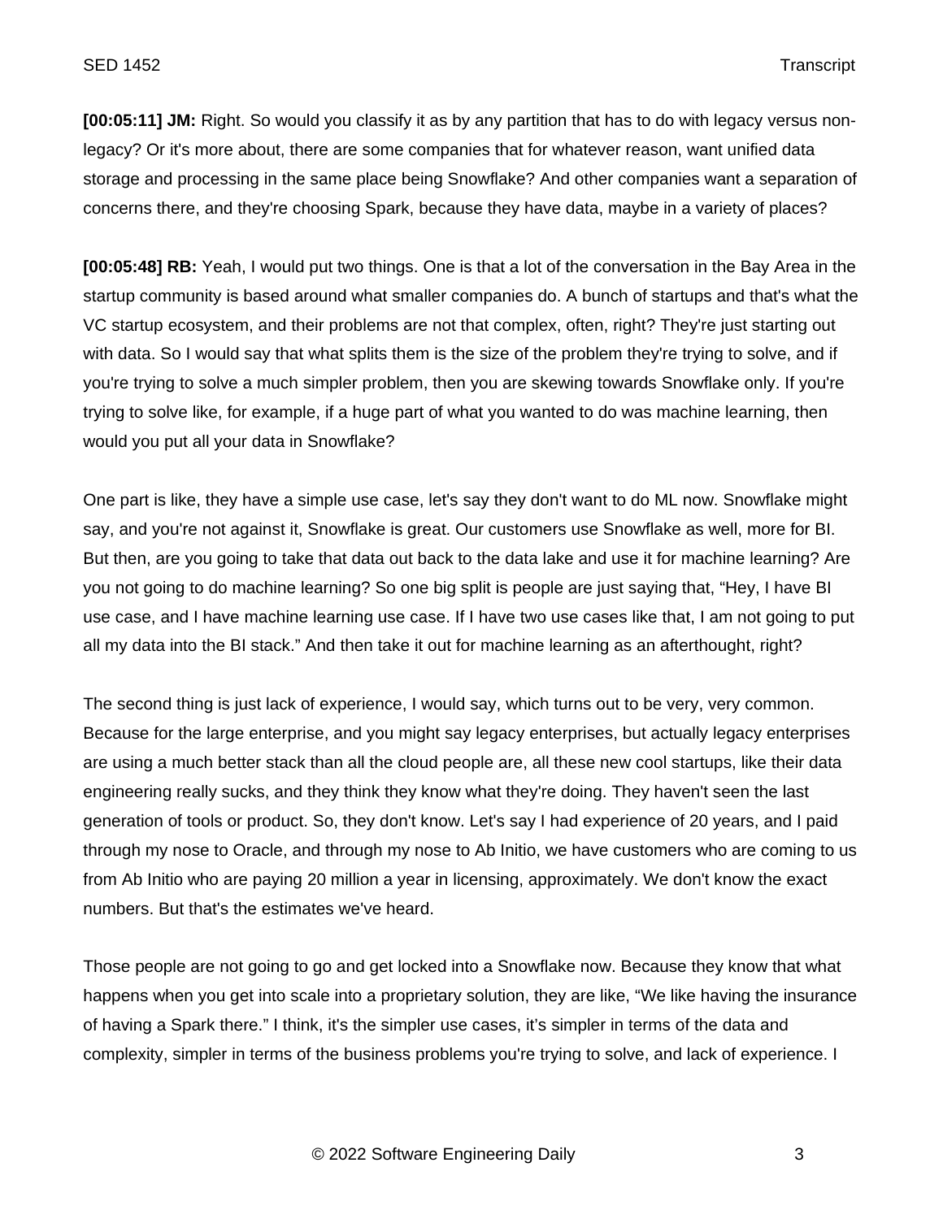**[00:05:11] JM:** Right. So would you classify it as by any partition that has to do with legacy versus non-legacy? Or it's more about, there are some companies that for whatever reason, want unified data storage and processing in the same place being Snowflake? And other companies want a separation of concerns there, and they're choosing Spark, because they have data, maybe in a variety of places?

**[00:05:48] RB:** Yeah, I would put two things. One is that a lot of the conversation in the Bay Area in the startup community is based around what smaller companies do. A bunch of startups and that's what the VC startup ecosystem, and their problems are not that complex, often, right? They're just starting out with data. So I would say that what splits them is the size of the problem they're trying to solve, and if you're trying to solve a much simpler problem, then you are skewing towards Snowflake only. If you're trying to solve like, for example, if a huge part of what you wanted to do was machine learning, then would you put all your data in Snowflake?

One part is like, they have a simple use case, let's say they don't want to do ML now. Snowflake might say, and you're not against it, Snowflake is great. Our customers use Snowflake as well, more for BI. But then, are you going to take that data out back to the data lake and use it for machine learning? Are you not going to do machine learning? So one big split is people are just saying that, "Hey, I have BI use case, and I have machine learning use case. If I have two use cases like that, I am not going to put all my data into the BI stack." And then take it out for machine learning as an afterthought, right?

The second thing is just lack of experience, I would say, which turns out to be very, very common. Because for the large enterprise, and you might say legacy enterprises, but actually legacy enterprises are using a much better stack than all the cloud people are, all these new cool startups, like their data engineering really sucks, and they think they know what they're doing. They haven't seen the last generation of tools or product. So, they don't know. Let's say I had experience of 20 years, and I paid through my nose to Oracle, and through my nose to Ab Initio, we have customers who are coming to us from Ab Initio who are paying 20 million a year in licensing, approximately. We don't know the exact numbers. But that's the estimates we've heard.

Those people are not going to go and get locked into a Snowflake now. Because they know that what happens when you get into scale into a proprietary solution, they are like, "We like having the insurance of having a Spark there." I think, it's the simpler use cases, it's simpler in terms of the data and complexity, simpler in terms of the business problems you're trying to solve, and lack of experience. I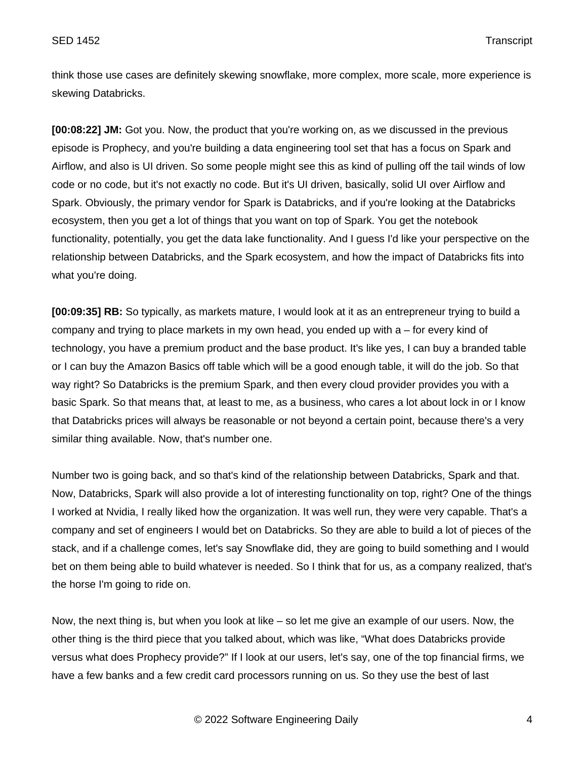think those use cases are definitely skewing snowflake, more complex, more scale, more experience is skewing Databricks.

**[00:08:22] JM:** Got you. Now, the product that you're working on, as we discussed in the previous episode is Prophecy, and you're building a data engineering tool set that has a focus on Spark and Airflow, and also is UI driven. So some people might see this as kind of pulling off the tail winds of low code or no code, but it's not exactly no code. But it's UI driven, basically, solid UI over Airflow and Spark. Obviously, the primary vendor for Spark is Databricks, and if you're looking at the Databricks ecosystem, then you get a lot of things that you want on top of Spark. You get the notebook functionality, potentially, you get the data lake functionality. And I guess I'd like your perspective on the relationship between Databricks, and the Spark ecosystem, and how the impact of Databricks fits into what you're doing.

**[00:09:35] RB:** So typically, as markets mature, I would look at it as an entrepreneur trying to build a company and trying to place markets in my own head, you ended up with a – for every kind of technology, you have a premium product and the base product. It's like yes, I can buy a branded table or I can buy the Amazon Basics off table which will be a good enough table, it will do the job. So that way right? So Databricks is the premium Spark, and then every cloud provider provides you with a basic Spark. So that means that, at least to me, as a business, who cares a lot about lock in or I know that Databricks prices will always be reasonable or not beyond a certain point, because there's a very similar thing available. Now, that's number one.

Number two is going back, and so that's kind of the relationship between Databricks, Spark and that. Now, Databricks, Spark will also provide a lot of interesting functionality on top, right? One of the things I worked at Nvidia, I really liked how the organization. It was well run, they were very capable. That's a company and set of engineers I would bet on Databricks. So they are able to build a lot of pieces of the stack, and if a challenge comes, let's say Snowflake did, they are going to build something and I would bet on them being able to build whatever is needed. So I think that for us, as a company realized, that's the horse I'm going to ride on.

Now, the next thing is, but when you look at like – so let me give an example of our users. Now, the other thing is the third piece that you talked about, which was like, "What does Databricks provide versus what does Prophecy provide?" If I look at our users, let's say, one of the top financial firms, we have a few banks and a few credit card processors running on us. So they use the best of last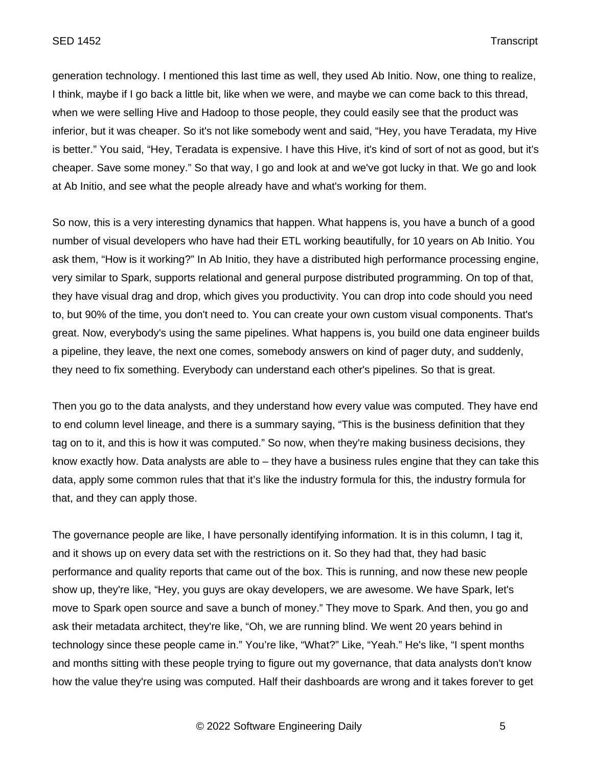generation technology. I mentioned this last time as well, they used Ab Initio. Now, one thing to realize, I think, maybe if I go back a little bit, like when we were, and maybe we can come back to this thread, when we were selling Hive and Hadoop to those people, they could easily see that the product was inferior, but it was cheaper. So it's not like somebody went and said, "Hey, you have Teradata, my Hive is better." You said, "Hey, Teradata is expensive. I have this Hive, it's kind of sort of not as good, but it's cheaper. Save some money." So that way, I go and look at and we've got lucky in that. We go and look at Ab Initio, and see what the people already have and what's working for them.

So now, this is a very interesting dynamics that happen. What happens is, you have a bunch of a good number of visual developers who have had their ETL working beautifully, for 10 years on Ab Initio. You ask them, "How is it working?" In Ab Initio, they have a distributed high performance processing engine, very similar to Spark, supports relational and general purpose distributed programming. On top of that, they have visual drag and drop, which gives you productivity. You can drop into code should you need to, but 90% of the time, you don't need to. You can create your own custom visual components. That's great. Now, everybody's using the same pipelines. What happens is, you build one data engineer builds a pipeline, they leave, the next one comes, somebody answers on kind of pager duty, and suddenly, they need to fix something. Everybody can understand each other's pipelines. So that is great.

Then you go to the data analysts, and they understand how every value was computed. They have end to end column level lineage, and there is a summary saying, "This is the business definition that they tag on to it, and this is how it was computed." So now, when they're making business decisions, they know exactly how. Data analysts are able to – they have a business rules engine that they can take this data, apply some common rules that that it's like the industry formula for this, the industry formula for that, and they can apply those.

The governance people are like, I have personally identifying information. It is in this column, I tag it, and it shows up on every data set with the restrictions on it. So they had that, they had basic performance and quality reports that came out of the box. This is running, and now these new people show up, they're like, "Hey, you guys are okay developers, we are awesome. We have Spark, let's move to Spark open source and save a bunch of money." They move to Spark. And then, you go and ask their metadata architect, they're like, "Oh, we are running blind. We went 20 years behind in technology since these people came in." You're like, "What?" Like, "Yeah." He's like, "I spent months and months sitting with these people trying to figure out my governance, that data analysts don't know how the value they're using was computed. Half their dashboards are wrong and it takes forever to get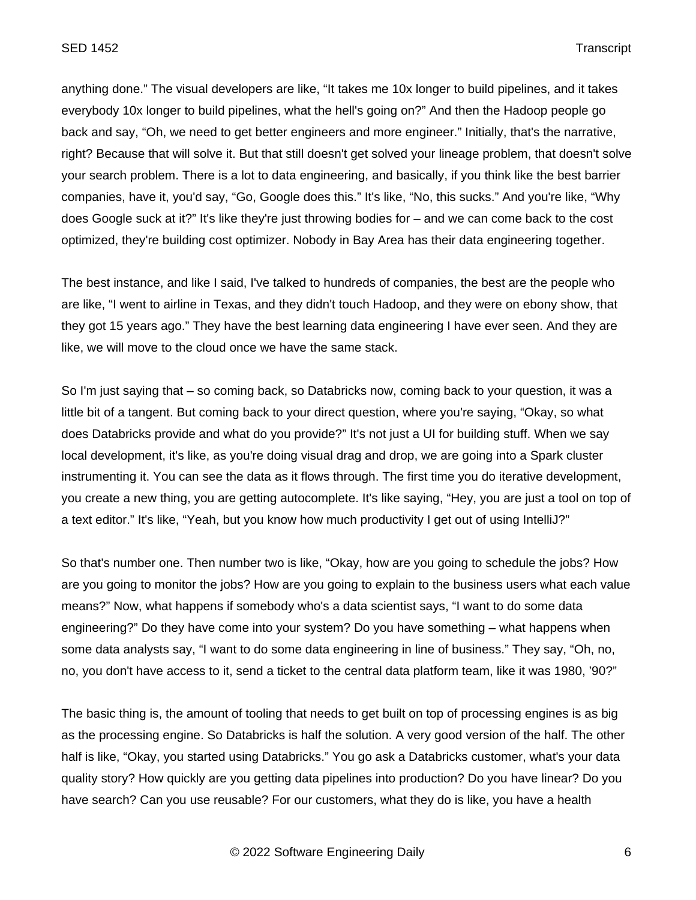anything done." The visual developers are like, "It takes me 10x longer to build pipelines, and it takes everybody 10x longer to build pipelines, what the hell's going on?" And then the Hadoop people go back and say, "Oh, we need to get better engineers and more engineer." Initially, that's the narrative, right? Because that will solve it. But that still doesn't get solved your lineage problem, that doesn't solve your search problem. There is a lot to data engineering, and basically, if you think like the best barrier companies, have it, you'd say, "Go, Google does this." It's like, "No, this sucks." And you're like, "Why does Google suck at it?" It's like they're just throwing bodies for – and we can come back to the cost optimized, they're building cost optimizer. Nobody in Bay Area has their data engineering together.

The best instance, and like I said, I've talked to hundreds of companies, the best are the people who are like, "I went to airline in Texas, and they didn't touch Hadoop, and they were on ebony show, that they got 15 years ago." They have the best learning data engineering I have ever seen. And they are like, we will move to the cloud once we have the same stack.

So I'm just saying that – so coming back, so Databricks now, coming back to your question, it was a little bit of a tangent. But coming back to your direct question, where you're saying, "Okay, so what does Databricks provide and what do you provide?" It's not just a UI for building stuff. When we say local development, it's like, as you're doing visual drag and drop, we are going into a Spark cluster instrumenting it. You can see the data as it flows through. The first time you do iterative development, you create a new thing, you are getting autocomplete. It's like saying, "Hey, you are just a tool on top of a text editor." It's like, "Yeah, but you know how much productivity I get out of using IntelliJ?"

So that's number one. Then number two is like, "Okay, how are you going to schedule the jobs? How are you going to monitor the jobs? How are you going to explain to the business users what each value means?" Now, what happens if somebody who's a data scientist says, "I want to do some data engineering?" Do they have come into your system? Do you have something – what happens when some data analysts say, "I want to do some data engineering in line of business." They say, "Oh, no, no, you don't have access to it, send a ticket to the central data platform team, like it was 1980, '90?"

The basic thing is, the amount of tooling that needs to get built on top of processing engines is as big as the processing engine. So Databricks is half the solution. A very good version of the half. The other half is like, "Okay, you started using Databricks." You go ask a Databricks customer, what's your data quality story? How quickly are you getting data pipelines into production? Do you have linear? Do you have search? Can you use reusable? For our customers, what they do is like, you have a health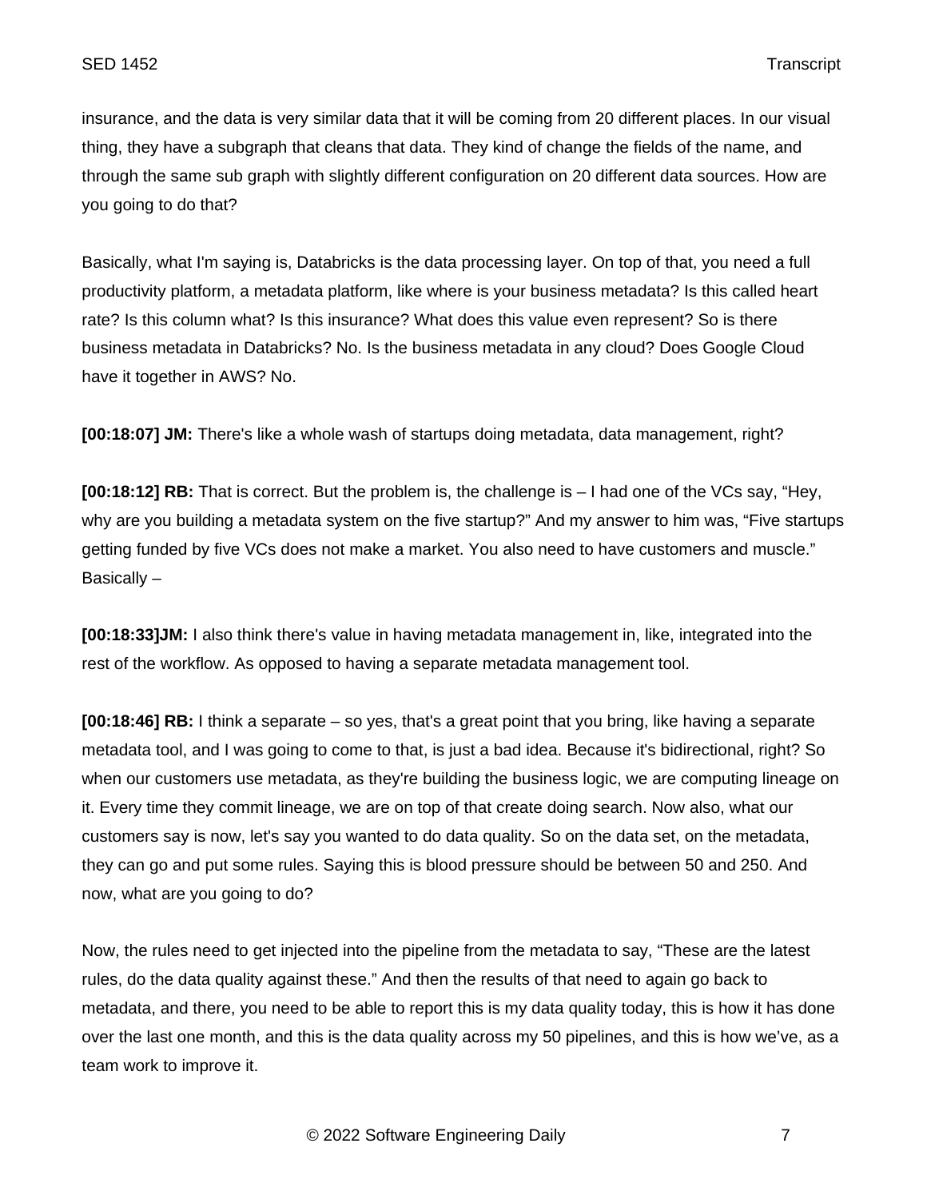insurance, and the data is very similar data that it will be coming from 20 different places. In our visual thing, they have a subgraph that cleans that data. They kind of change the fields of the name, and through the same sub graph with slightly different configuration on 20 different data sources. How are you going to do that?

Basically, what I'm saying is, Databricks is the data processing layer. On top of that, you need a full productivity platform, a metadata platform, like where is your business metadata? Is this called heart rate? Is this column what? Is this insurance? What does this value even represent? So is there business metadata in Databricks? No. Is the business metadata in any cloud? Does Google Cloud have it together in AWS? No.

**[00:18:07] JM:** There's like a whole wash of startups doing metadata, data management, right?

**[00:18:12] RB:** That is correct. But the problem is, the challenge is – I had one of the VCs say, "Hey, why are you building a metadata system on the five startup?" And my answer to him was, "Five startups getting funded by five VCs does not make a market. You also need to have customers and muscle." Basically –

**[00:18:33]JM:** I also think there's value in having metadata management in, like, integrated into the rest of the workflow. As opposed to having a separate metadata management tool.

**[00:18:46] RB:** I think a separate – so yes, that's a great point that you bring, like having a separate metadata tool, and I was going to come to that, is just a bad idea. Because it's bidirectional, right? So when our customers use metadata, as they're building the business logic, we are computing lineage on it. Every time they commit lineage, we are on top of that create doing search. Now also, what our customers say is now, let's say you wanted to do data quality. So on the data set, on the metadata, they can go and put some rules. Saying this is blood pressure should be between 50 and 250. And now, what are you going to do?

Now, the rules need to get injected into the pipeline from the metadata to say, "These are the latest rules, do the data quality against these." And then the results of that need to again go back to metadata, and there, you need to be able to report this is my data quality today, this is how it has done over the last one month, and this is the data quality across my 50 pipelines, and this is how we've, as a team work to improve it.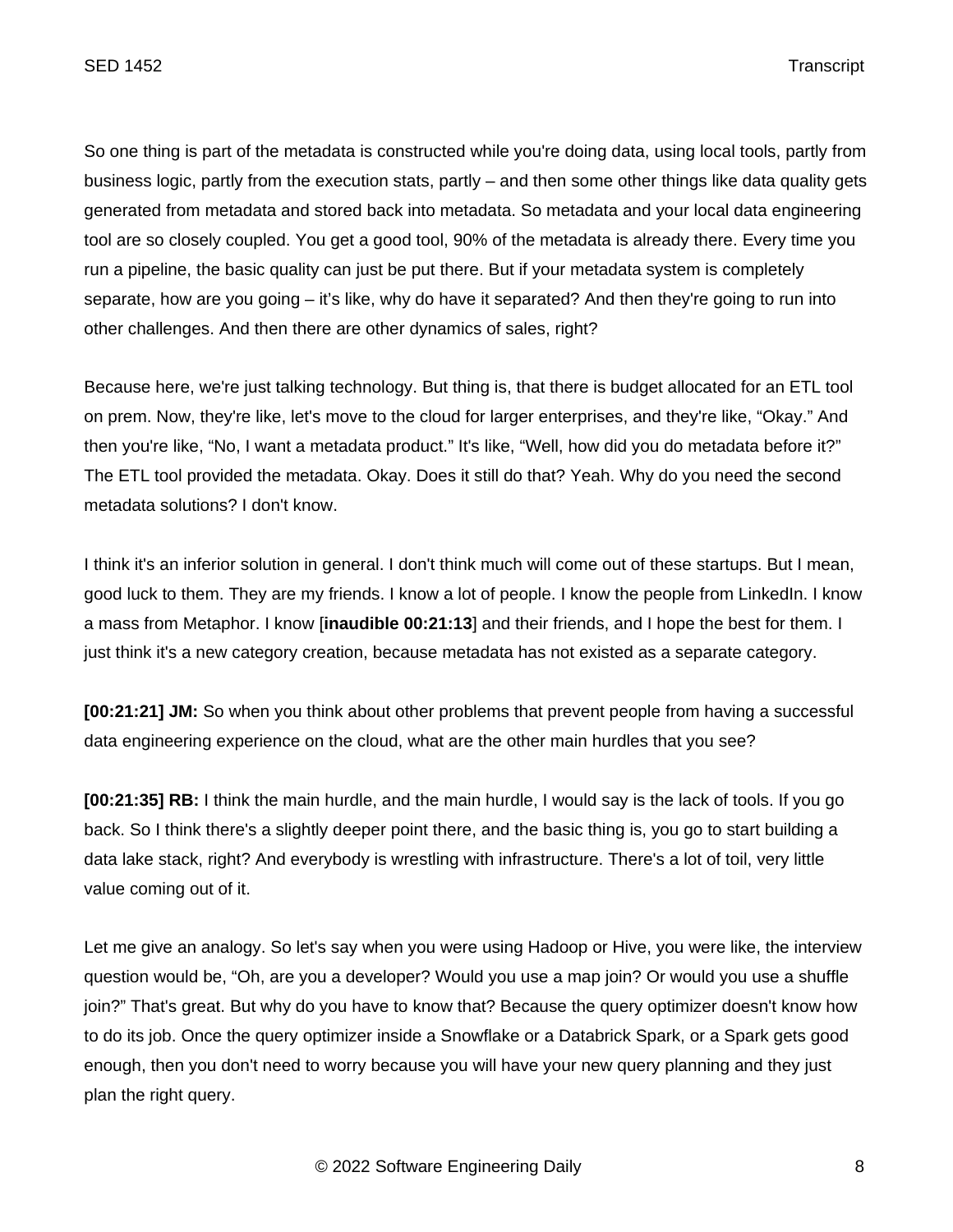So one thing is part of the metadata is constructed while you're doing data, using local tools, partly from business logic, partly from the execution stats, partly – and then some other things like data quality gets generated from metadata and stored back into metadata. So metadata and your local data engineering tool are so closely coupled. You get a good tool, 90% of the metadata is already there. Every time you run a pipeline, the basic quality can just be put there. But if your metadata system is completely separate, how are you going – it's like, why do have it separated? And then they're going to run into other challenges. And then there are other dynamics of sales, right?

Because here, we're just talking technology. But thing is, that there is budget allocated for an ETL tool on prem. Now, they're like, let's move to the cloud for larger enterprises, and they're like, "Okay." And then you're like, "No, I want a metadata product." It's like, "Well, how did you do metadata before it?" The ETL tool provided the metadata. Okay. Does it still do that? Yeah. Why do you need the second metadata solutions? I don't know.

I think it's an inferior solution in general. I don't think much will come out of these startups. But I mean, good luck to them. They are my friends. I know a lot of people. I know the people from LinkedIn. I know a mass from Metaphor. I know [**inaudible 00:21:13**] and their friends, and I hope the best for them. I just think it's a new category creation, because metadata has not existed as a separate category.

**[00:21:21] JM:** So when you think about other problems that prevent people from having a successful data engineering experience on the cloud, what are the other main hurdles that you see?

**[00:21:35] RB:** I think the main hurdle, and the main hurdle, I would say is the lack of tools. If you go back. So I think there's a slightly deeper point there, and the basic thing is, you go to start building a data lake stack, right? And everybody is wrestling with infrastructure. There's a lot of toil, very little value coming out of it.

Let me give an analogy. So let's say when you were using Hadoop or Hive, you were like, the interview question would be, "Oh, are you a developer? Would you use a map join? Or would you use a shuffle join?" That's great. But why do you have to know that? Because the query optimizer doesn't know how to do its job. Once the query optimizer inside a Snowflake or a Databrick Spark, or a Spark gets good enough, then you don't need to worry because you will have your new query planning and they just plan the right query.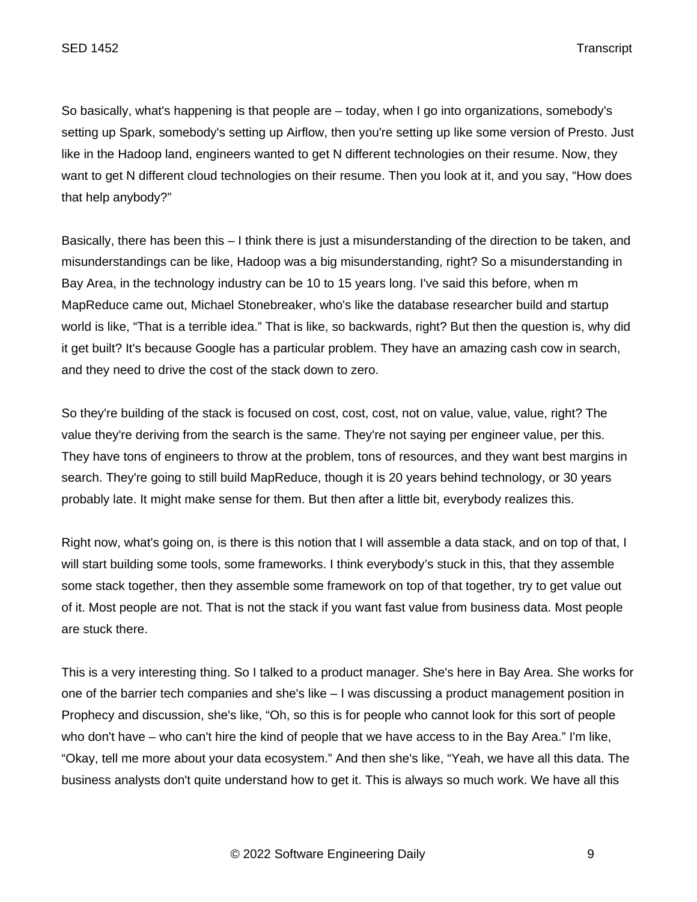So basically, what's happening is that people are – today, when I go into organizations, somebody's setting up Spark, somebody's setting up Airflow, then you're setting up like some version of Presto. Just like in the Hadoop land, engineers wanted to get N different technologies on their resume. Now, they want to get N different cloud technologies on their resume. Then you look at it, and you say, "How does that help anybody?"

Basically, there has been this – I think there is just a misunderstanding of the direction to be taken, and misunderstandings can be like, Hadoop was a big misunderstanding, right? So a misunderstanding in Bay Area, in the technology industry can be 10 to 15 years long. I've said this before, when m MapReduce came out, Michael Stonebreaker, who's like the database researcher build and startup world is like, "That is a terrible idea." That is like, so backwards, right? But then the question is, why did it get built? It's because Google has a particular problem. They have an amazing cash cow in search, and they need to drive the cost of the stack down to zero.

So they're building of the stack is focused on cost, cost, cost, not on value, value, value, right? The value they're deriving from the search is the same. They're not saying per engineer value, per this. They have tons of engineers to throw at the problem, tons of resources, and they want best margins in search. They're going to still build MapReduce, though it is 20 years behind technology, or 30 years probably late. It might make sense for them. But then after a little bit, everybody realizes this.

Right now, what's going on, is there is this notion that I will assemble a data stack, and on top of that, I will start building some tools, some frameworks. I think everybody's stuck in this, that they assemble some stack together, then they assemble some framework on top of that together, try to get value out of it. Most people are not. That is not the stack if you want fast value from business data. Most people are stuck there.

This is a very interesting thing. So I talked to a product manager. She's here in Bay Area. She works for one of the barrier tech companies and she's like – I was discussing a product management position in Prophecy and discussion, she's like, "Oh, so this is for people who cannot look for this sort of people who don't have – who can't hire the kind of people that we have access to in the Bay Area." I'm like, "Okay, tell me more about your data ecosystem." And then she's like, "Yeah, we have all this data. The business analysts don't quite understand how to get it. This is always so much work. We have all this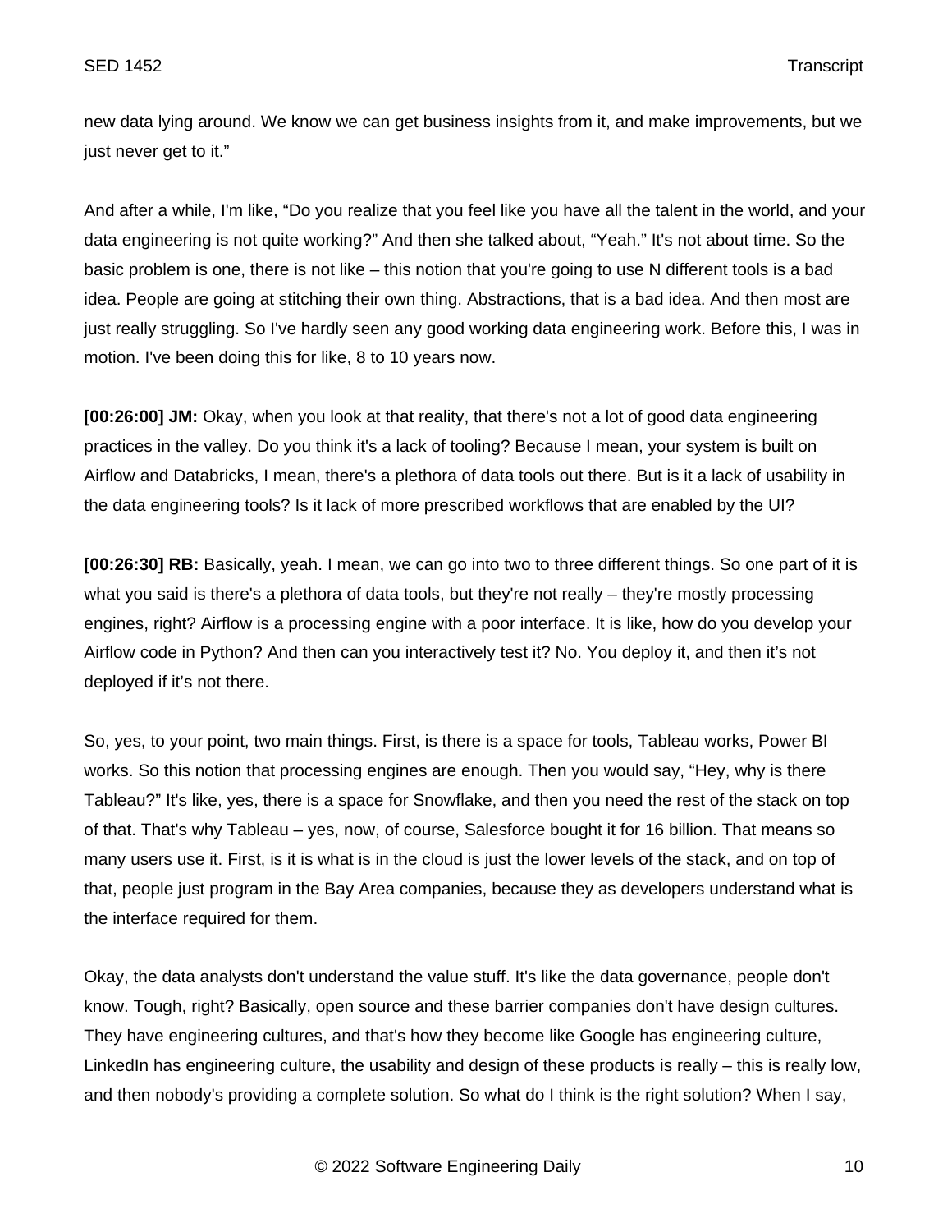new data lying around. We know we can get business insights from it, and make improvements, but we just never get to it."

And after a while, I'm like, "Do you realize that you feel like you have all the talent in the world, and your data engineering is not quite working?" And then she talked about, "Yeah." It's not about time. So the basic problem is one, there is not like – this notion that you're going to use N different tools is a bad idea. People are going at stitching their own thing. Abstractions, that is a bad idea. And then most are just really struggling. So I've hardly seen any good working data engineering work. Before this, I was in motion. I've been doing this for like, 8 to 10 years now.

**[00:26:00] JM:** Okay, when you look at that reality, that there's not a lot of good data engineering practices in the valley. Do you think it's a lack of tooling? Because I mean, your system is built on Airflow and Databricks, I mean, there's a plethora of data tools out there. But is it a lack of usability in the data engineering tools? Is it lack of more prescribed workflows that are enabled by the UI?

**[00:26:30] RB:** Basically, yeah. I mean, we can go into two to three different things. So one part of it is what you said is there's a plethora of data tools, but they're not really – they're mostly processing engines, right? Airflow is a processing engine with a poor interface. It is like, how do you develop your Airflow code in Python? And then can you interactively test it? No. You deploy it, and then it's not deployed if it's not there.

So, yes, to your point, two main things. First, is there is a space for tools, Tableau works, Power BI works. So this notion that processing engines are enough. Then you would say, "Hey, why is there Tableau?" It's like, yes, there is a space for Snowflake, and then you need the rest of the stack on top of that. That's why Tableau – yes, now, of course, Salesforce bought it for 16 billion. That means so many users use it. First, is it it is what is in the cloud is just the lower levels of the stack, and on top of that, people just program in the Bay Area companies, because they as developers understand what is the interface required for them.

Okay, the data analysts don't understand the value stuff. It's like the data governance, people don't know. Tough, right? Basically, open source and these barrier companies don't have design cultures. They have engineering cultures, and that's how they become like Google has engineering culture, LinkedIn has engineering culture, the usability and design of these products is really – this is really low, and then nobody's providing a complete solution. So what do I think is the right solution? When I say,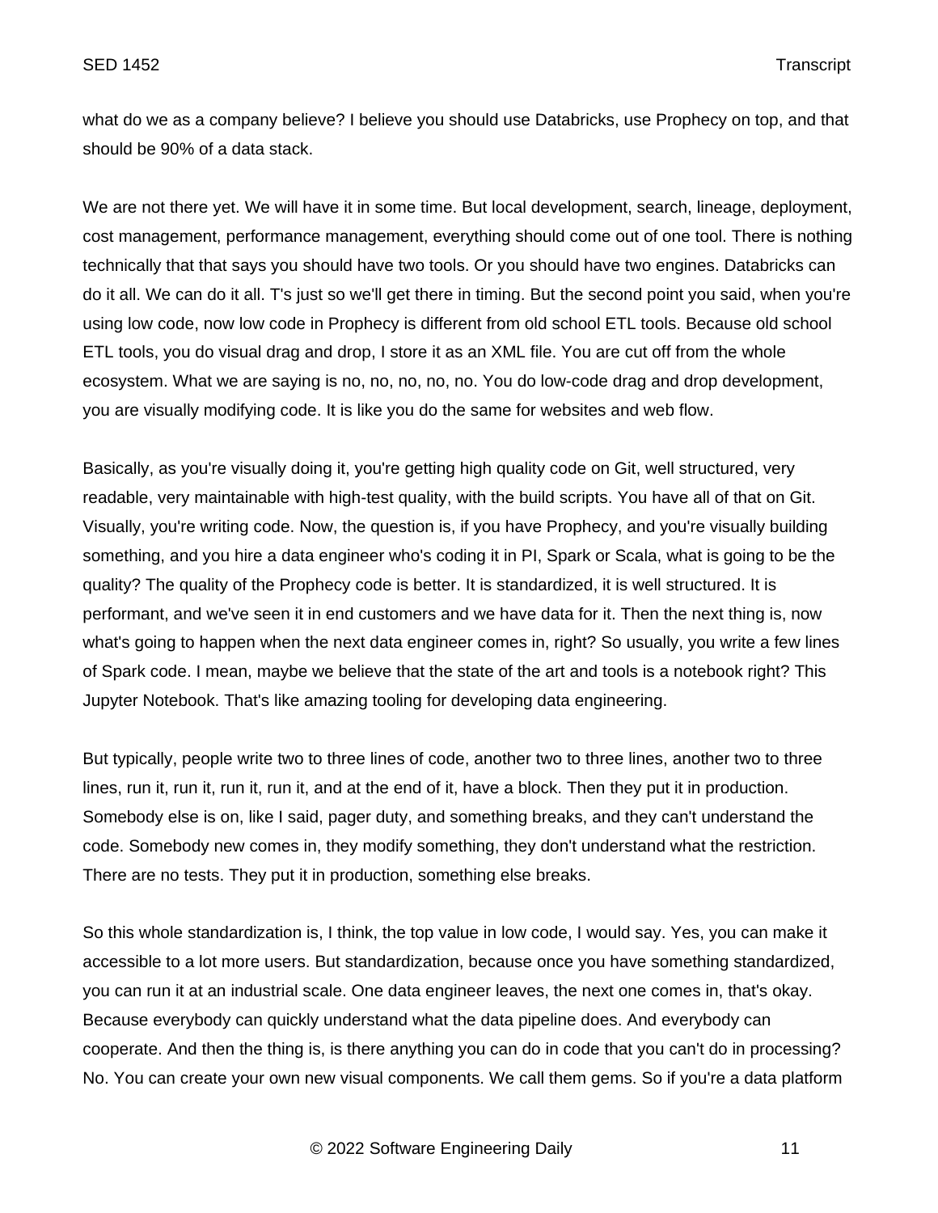what do we as a company believe? I believe you should use Databricks, use Prophecy on top, and that should be 90% of a data stack.

We are not there yet. We will have it in some time. But local development, search, lineage, deployment, cost management, performance management, everything should come out of one tool. There is nothing technically that that says you should have two tools. Or you should have two engines. Databricks can do it all. We can do it all. T's just so we'll get there in timing. But the second point you said, when you're using low code, now low code in Prophecy is different from old school ETL tools. Because old school ETL tools, you do visual drag and drop, I store it as an XML file. You are cut off from the whole ecosystem. What we are saying is no, no, no, no, no. You do low-code drag and drop development, you are visually modifying code. It is like you do the same for websites and web flow.

Basically, as you're visually doing it, you're getting high quality code on Git, well structured, very readable, very maintainable with high-test quality, with the build scripts. You have all of that on Git. Visually, you're writing code. Now, the question is, if you have Prophecy, and you're visually building something, and you hire a data engineer who's coding it in PI, Spark or Scala, what is going to be the quality? The quality of the Prophecy code is better. It is standardized, it is well structured. It is performant, and we've seen it in end customers and we have data for it. Then the next thing is, now what's going to happen when the next data engineer comes in, right? So usually, you write a few lines of Spark code. I mean, maybe we believe that the state of the art and tools is a notebook right? This Jupyter Notebook. That's like amazing tooling for developing data engineering.

But typically, people write two to three lines of code, another two to three lines, another two to three lines, run it, run it, run it, run it, and at the end of it, have a block. Then they put it in production. Somebody else is on, like I said, pager duty, and something breaks, and they can't understand the code. Somebody new comes in, they modify something, they don't understand what the restriction. There are no tests. They put it in production, something else breaks.

So this whole standardization is, I think, the top value in low code, I would say. Yes, you can make it accessible to a lot more users. But standardization, because once you have something standardized, you can run it at an industrial scale. One data engineer leaves, the next one comes in, that's okay. Because everybody can quickly understand what the data pipeline does. And everybody can cooperate. And then the thing is, is there anything you can do in code that you can't do in processing? No. You can create your own new visual components. We call them gems. So if you're a data platform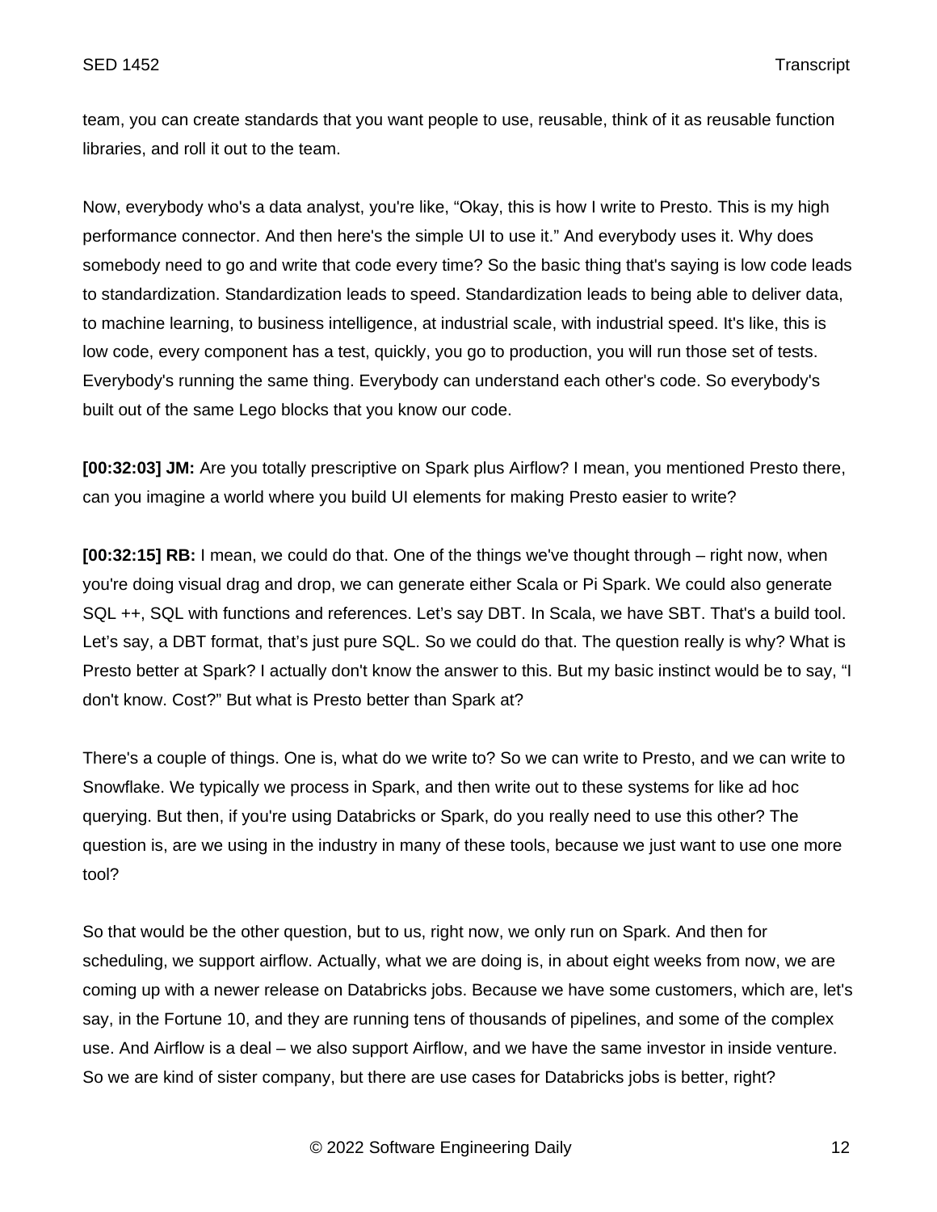team, you can create standards that you want people to use, reusable, think of it as reusable function libraries, and roll it out to the team.

Now, everybody who's a data analyst, you're like, "Okay, this is how I write to Presto. This is my high performance connector. And then here's the simple UI to use it." And everybody uses it. Why does somebody need to go and write that code every time? So the basic thing that's saying is low code leads to standardization. Standardization leads to speed. Standardization leads to being able to deliver data, to machine learning, to business intelligence, at industrial scale, with industrial speed. It's like, this is low code, every component has a test, quickly, you go to production, you will run those set of tests. Everybody's running the same thing. Everybody can understand each other's code. So everybody's built out of the same Lego blocks that you know our code.

**[00:32:03] JM:** Are you totally prescriptive on Spark plus Airflow? I mean, you mentioned Presto there, can you imagine a world where you build UI elements for making Presto easier to write?

**[00:32:15] RB:** I mean, we could do that. One of the things we've thought through – right now, when you're doing visual drag and drop, we can generate either Scala or Pi Spark. We could also generate SQL ++, SQL with functions and references. Let's say DBT. In Scala, we have SBT. That's a build tool. Let's say, a DBT format, that's just pure SQL. So we could do that. The question really is why? What is Presto better at Spark? I actually don't know the answer to this. But my basic instinct would be to say, "I don't know. Cost?" But what is Presto better than Spark at?

There's a couple of things. One is, what do we write to? So we can write to Presto, and we can write to Snowflake. We typically we process in Spark, and then write out to these systems for like ad hoc querying. But then, if you're using Databricks or Spark, do you really need to use this other? The question is, are we using in the industry in many of these tools, because we just want to use one more tool?

So that would be the other question, but to us, right now, we only run on Spark. And then for scheduling, we support airflow. Actually, what we are doing is, in about eight weeks from now, we are coming up with a newer release on Databricks jobs. Because we have some customers, which are, let's say, in the Fortune 10, and they are running tens of thousands of pipelines, and some of the complex use. And Airflow is a deal – we also support Airflow, and we have the same investor in inside venture. So we are kind of sister company, but there are use cases for Databricks jobs is better, right?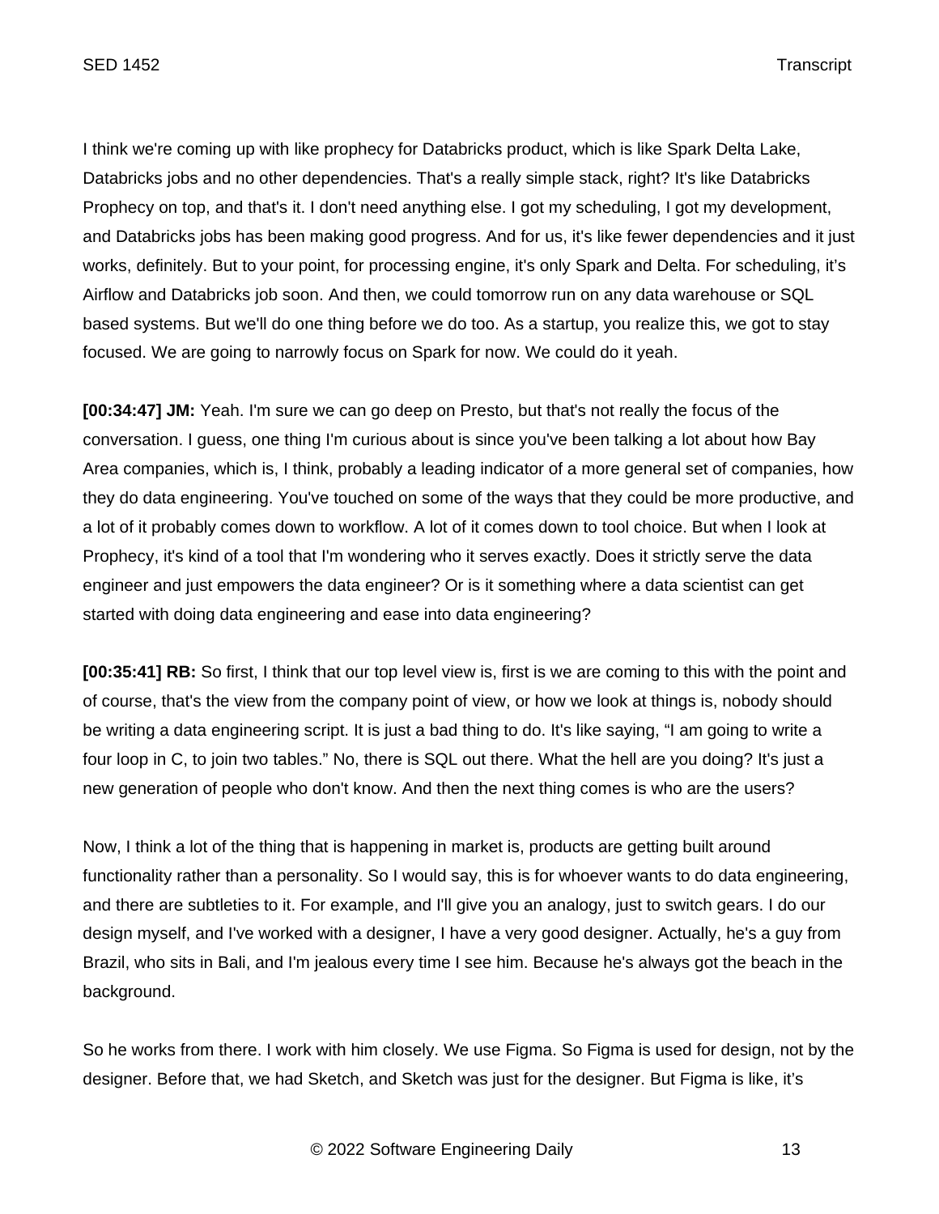I think we're coming up with like prophecy for Databricks product, which is like Spark Delta Lake, Databricks jobs and no other dependencies. That's a really simple stack, right? It's like Databricks Prophecy on top, and that's it. I don't need anything else. I got my scheduling, I got my development, and Databricks jobs has been making good progress. And for us, it's like fewer dependencies and it just works, definitely. But to your point, for processing engine, it's only Spark and Delta. For scheduling, it's Airflow and Databricks job soon. And then, we could tomorrow run on any data warehouse or SQL based systems. But we'll do one thing before we do too. As a startup, you realize this, we got to stay focused. We are going to narrowly focus on Spark for now. We could do it yeah.

**[00:34:47] JM:** Yeah. I'm sure we can go deep on Presto, but that's not really the focus of the conversation. I guess, one thing I'm curious about is since you've been talking a lot about how Bay Area companies, which is, I think, probably a leading indicator of a more general set of companies, how they do data engineering. You've touched on some of the ways that they could be more productive, and a lot of it probably comes down to workflow. A lot of it comes down to tool choice. But when I look at Prophecy, it's kind of a tool that I'm wondering who it serves exactly. Does it strictly serve the data engineer and just empowers the data engineer? Or is it something where a data scientist can get started with doing data engineering and ease into data engineering?

**[00:35:41] RB:** So first, I think that our top level view is, first is we are coming to this with the point and of course, that's the view from the company point of view, or how we look at things is, nobody should be writing a data engineering script. It is just a bad thing to do. It's like saying, "I am going to write a four loop in C, to join two tables." No, there is SQL out there. What the hell are you doing? It's just a new generation of people who don't know. And then the next thing comes is who are the users?

Now, I think a lot of the thing that is happening in market is, products are getting built around functionality rather than a personality. So I would say, this is for whoever wants to do data engineering, and there are subtleties to it. For example, and I'll give you an analogy, just to switch gears. I do our design myself, and I've worked with a designer, I have a very good designer. Actually, he's a guy from Brazil, who sits in Bali, and I'm jealous every time I see him. Because he's always got the beach in the background.

So he works from there. I work with him closely. We use Figma. So Figma is used for design, not by the designer. Before that, we had Sketch, and Sketch was just for the designer. But Figma is like, it's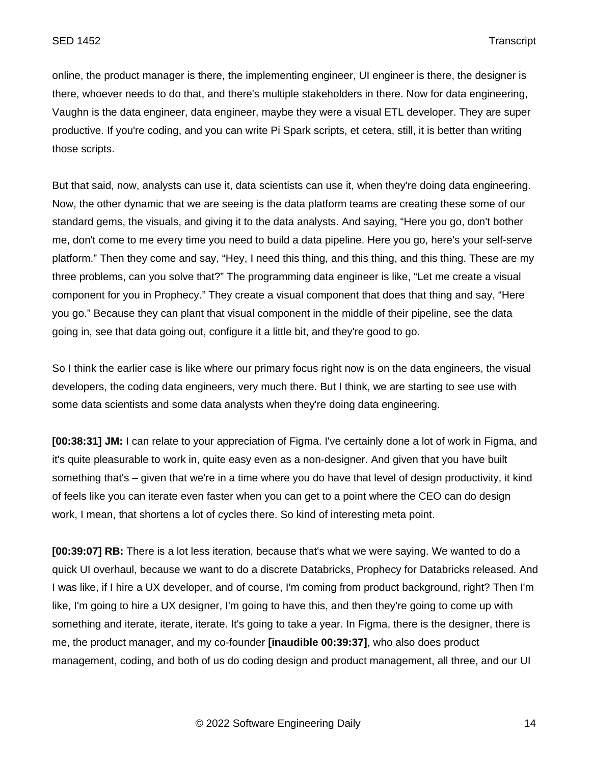online, the product manager is there, the implementing engineer, UI engineer is there, the designer is there, whoever needs to do that, and there's multiple stakeholders in there. Now for data engineering, Vaughn is the data engineer, data engineer, maybe they were a visual ETL developer. They are super productive. If you're coding, and you can write Pi Spark scripts, et cetera, still, it is better than writing those scripts.

But that said, now, analysts can use it, data scientists can use it, when they're doing data engineering. Now, the other dynamic that we are seeing is the data platform teams are creating these some of our standard gems, the visuals, and giving it to the data analysts. And saying, "Here you go, don't bother me, don't come to me every time you need to build a data pipeline. Here you go, here's your self-serve platform." Then they come and say, "Hey, I need this thing, and this thing, and this thing. These are my three problems, can you solve that?" The programming data engineer is like, "Let me create a visual component for you in Prophecy." They create a visual component that does that thing and say, "Here you go." Because they can plant that visual component in the middle of their pipeline, see the data going in, see that data going out, configure it a little bit, and they're good to go.

So I think the earlier case is like where our primary focus right now is on the data engineers, the visual developers, the coding data engineers, very much there. But I think, we are starting to see use with some data scientists and some data analysts when they're doing data engineering.

**[00:38:31] JM:** I can relate to your appreciation of Figma. I've certainly done a lot of work in Figma, and it's quite pleasurable to work in, quite easy even as a non-designer. And given that you have built something that's – given that we're in a time where you do have that level of design productivity, it kind of feels like you can iterate even faster when you can get to a point where the CEO can do design work, I mean, that shortens a lot of cycles there. So kind of interesting meta point.

**[00:39:07] RB:** There is a lot less iteration, because that's what we were saying. We wanted to do a quick UI overhaul, because we want to do a discrete Databricks, Prophecy for Databricks released. And I was like, if I hire a UX developer, and of course, I'm coming from product background, right? Then I'm like, I'm going to hire a UX designer, I'm going to have this, and then they're going to come up with something and iterate, iterate, iterate. It's going to take a year. In Figma, there is the designer, there is me, the product manager, and my co-founder **[inaudible 00:39:37]**, who also does product management, coding, and both of us do coding design and product management, all three, and our UI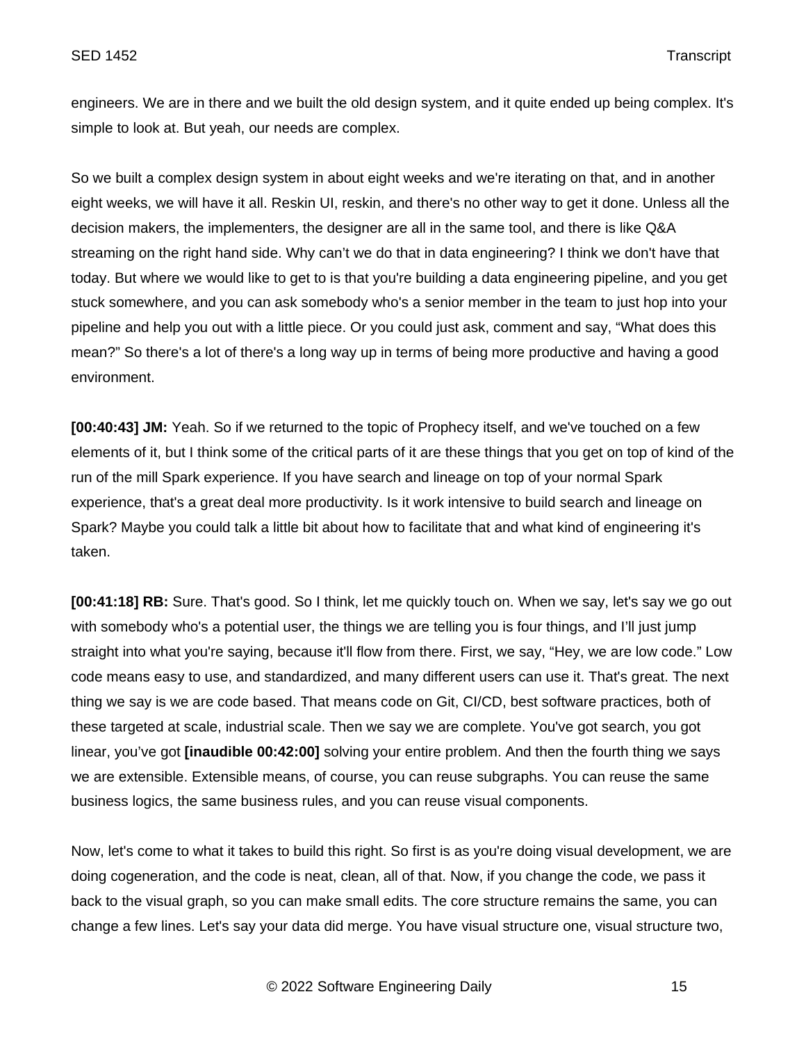engineers. We are in there and we built the old design system, and it quite ended up being complex. It's simple to look at. But yeah, our needs are complex.

So we built a complex design system in about eight weeks and we're iterating on that, and in another eight weeks, we will have it all. Reskin UI, reskin, and there's no other way to get it done. Unless all the decision makers, the implementers, the designer are all in the same tool, and there is like Q&A streaming on the right hand side. Why can't we do that in data engineering? I think we don't have that today. But where we would like to get to is that you're building a data engineering pipeline, and you get stuck somewhere, and you can ask somebody who's a senior member in the team to just hop into your pipeline and help you out with a little piece. Or you could just ask, comment and say, "What does this mean?" So there's a lot of there's a long way up in terms of being more productive and having a good environment.

**[00:40:43] JM:** Yeah. So if we returned to the topic of Prophecy itself, and we've touched on a few elements of it, but I think some of the critical parts of it are these things that you get on top of kind of the run of the mill Spark experience. If you have search and lineage on top of your normal Spark experience, that's a great deal more productivity. Is it work intensive to build search and lineage on Spark? Maybe you could talk a little bit about how to facilitate that and what kind of engineering it's taken.

**[00:41:18] RB:** Sure. That's good. So I think, let me quickly touch on. When we say, let's say we go out with somebody who's a potential user, the things we are telling you is four things, and I'll just jump straight into what you're saying, because it'll flow from there. First, we say, "Hey, we are low code." Low code means easy to use, and standardized, and many different users can use it. That's great. The next thing we say is we are code based. That means code on Git, CI/CD, best software practices, both of these targeted at scale, industrial scale. Then we say we are complete. You've got search, you got linear, you've got **[inaudible 00:42:00]** solving your entire problem. And then the fourth thing we says we are extensible. Extensible means, of course, you can reuse subgraphs. You can reuse the same business logics, the same business rules, and you can reuse visual components.

Now, let's come to what it takes to build this right. So first is as you're doing visual development, we are doing cogeneration, and the code is neat, clean, all of that. Now, if you change the code, we pass it back to the visual graph, so you can make small edits. The core structure remains the same, you can change a few lines. Let's say your data did merge. You have visual structure one, visual structure two,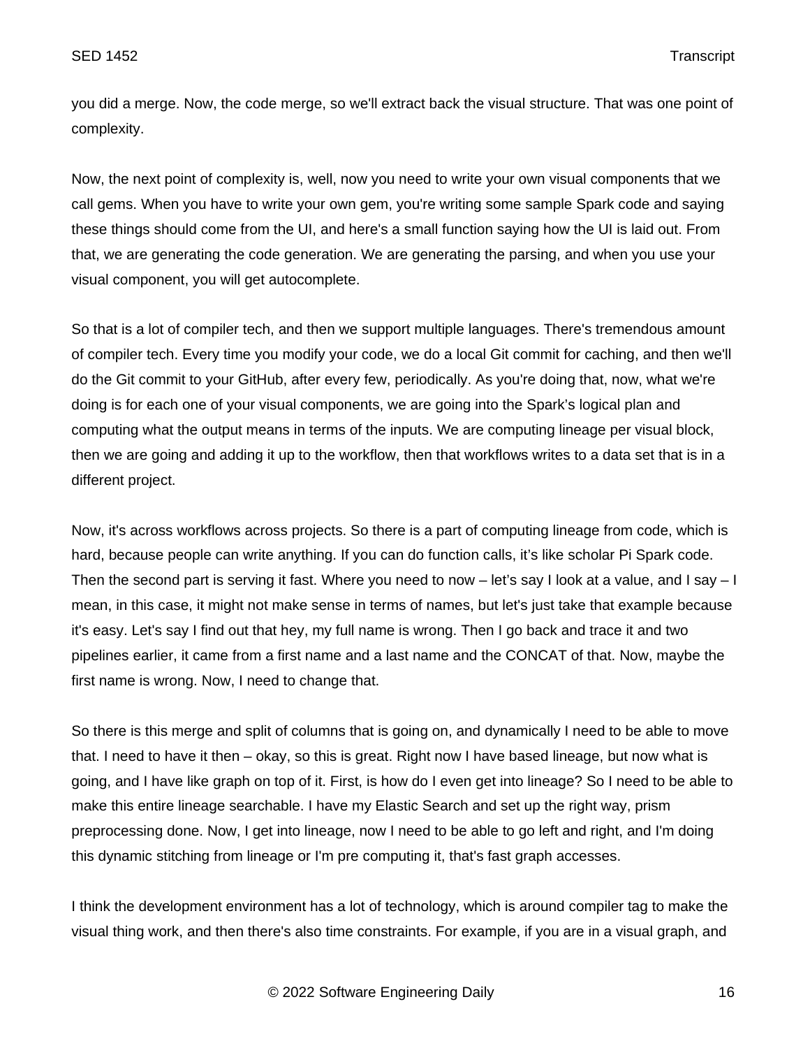you did a merge. Now, the code merge, so we'll extract back the visual structure. That was one point of complexity.

Now, the next point of complexity is, well, now you need to write your own visual components that we call gems. When you have to write your own gem, you're writing some sample Spark code and saying these things should come from the UI, and here's a small function saying how the UI is laid out. From that, we are generating the code generation. We are generating the parsing, and when you use your visual component, you will get autocomplete.

So that is a lot of compiler tech, and then we support multiple languages. There's tremendous amount of compiler tech. Every time you modify your code, we do a local Git commit for caching, and then we'll do the Git commit to your GitHub, after every few, periodically. As you're doing that, now, what we're doing is for each one of your visual components, we are going into the Spark's logical plan and computing what the output means in terms of the inputs. We are computing lineage per visual block, then we are going and adding it up to the workflow, then that workflows writes to a data set that is in a different project.

Now, it's across workflows across projects. So there is a part of computing lineage from code, which is hard, because people can write anything. If you can do function calls, it's like scholar Pi Spark code. Then the second part is serving it fast. Where you need to now – let's say I look at a value, and I say – I mean, in this case, it might not make sense in terms of names, but let's just take that example because it's easy. Let's say I find out that hey, my full name is wrong. Then I go back and trace it and two pipelines earlier, it came from a first name and a last name and the CONCAT of that. Now, maybe the first name is wrong. Now, I need to change that.

So there is this merge and split of columns that is going on, and dynamically I need to be able to move that. I need to have it then – okay, so this is great. Right now I have based lineage, but now what is going, and I have like graph on top of it. First, is how do I even get into lineage? So I need to be able to make this entire lineage searchable. I have my Elastic Search and set up the right way, prism preprocessing done. Now, I get into lineage, now I need to be able to go left and right, and I'm doing this dynamic stitching from lineage or I'm pre computing it, that's fast graph accesses.

I think the development environment has a lot of technology, which is around compiler tag to make the visual thing work, and then there's also time constraints. For example, if you are in a visual graph, and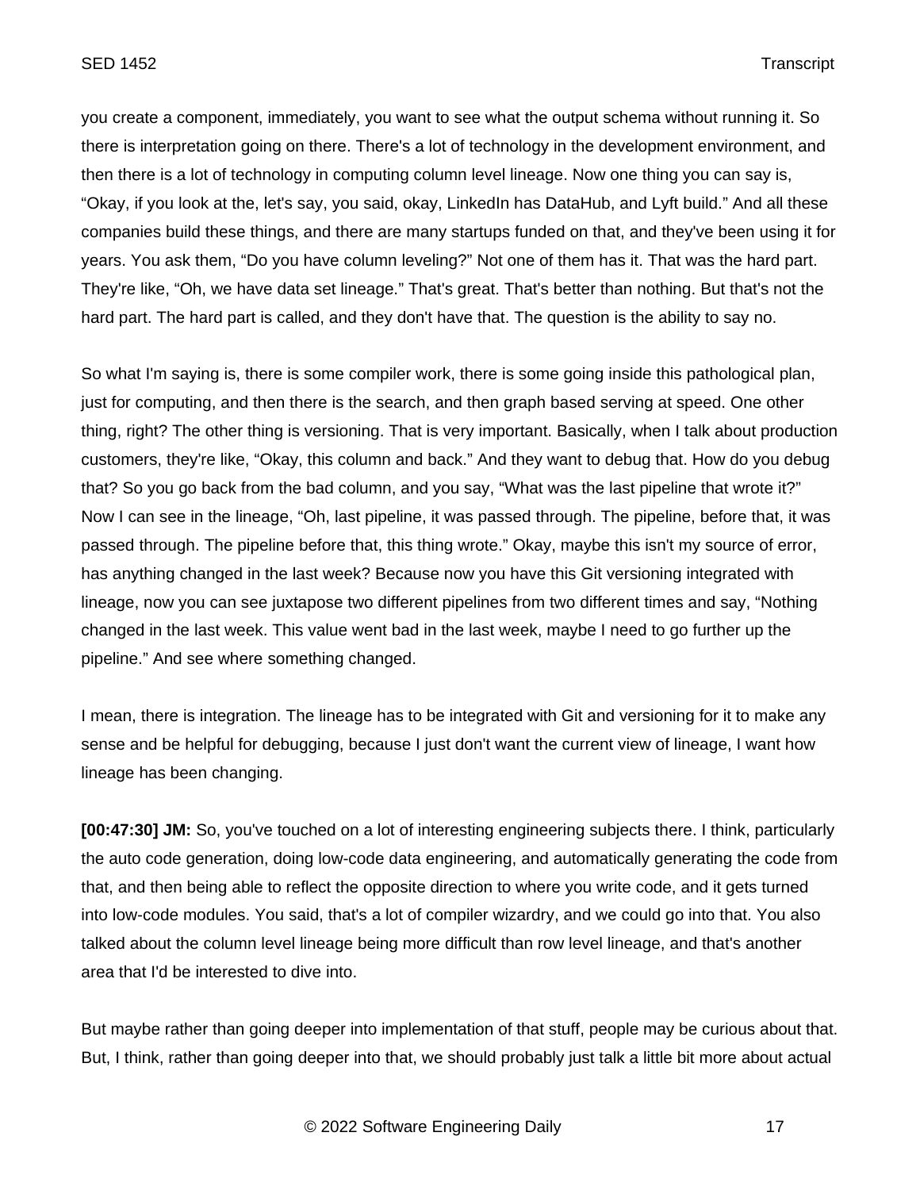you create a component, immediately, you want to see what the output schema without running it. So there is interpretation going on there. There's a lot of technology in the development environment, and then there is a lot of technology in computing column level lineage. Now one thing you can say is, "Okay, if you look at the, let's say, you said, okay, LinkedIn has DataHub, and Lyft build." And all these companies build these things, and there are many startups funded on that, and they've been using it for years. You ask them, "Do you have column leveling?" Not one of them has it. That was the hard part. They're like, "Oh, we have data set lineage." That's great. That's better than nothing. But that's not the hard part. The hard part is called, and they don't have that. The question is the ability to say no.

So what I'm saying is, there is some compiler work, there is some going inside this pathological plan, just for computing, and then there is the search, and then graph based serving at speed. One other thing, right? The other thing is versioning. That is very important. Basically, when I talk about production customers, they're like, "Okay, this column and back." And they want to debug that. How do you debug that? So you go back from the bad column, and you say, "What was the last pipeline that wrote it?" Now I can see in the lineage, "Oh, last pipeline, it was passed through. The pipeline, before that, it was passed through. The pipeline before that, this thing wrote." Okay, maybe this isn't my source of error, has anything changed in the last week? Because now you have this Git versioning integrated with lineage, now you can see juxtapose two different pipelines from two different times and say, "Nothing changed in the last week. This value went bad in the last week, maybe I need to go further up the pipeline." And see where something changed.

I mean, there is integration. The lineage has to be integrated with Git and versioning for it to make any sense and be helpful for debugging, because I just don't want the current view of lineage, I want how lineage has been changing.

**[00:47:30] JM:** So, you've touched on a lot of interesting engineering subjects there. I think, particularly the auto code generation, doing low-code data engineering, and automatically generating the code from that, and then being able to reflect the opposite direction to where you write code, and it gets turned into low-code modules. You said, that's a lot of compiler wizardry, and we could go into that. You also talked about the column level lineage being more difficult than row level lineage, and that's another area that I'd be interested to dive into.

But maybe rather than going deeper into implementation of that stuff, people may be curious about that. But, I think, rather than going deeper into that, we should probably just talk a little bit more about actual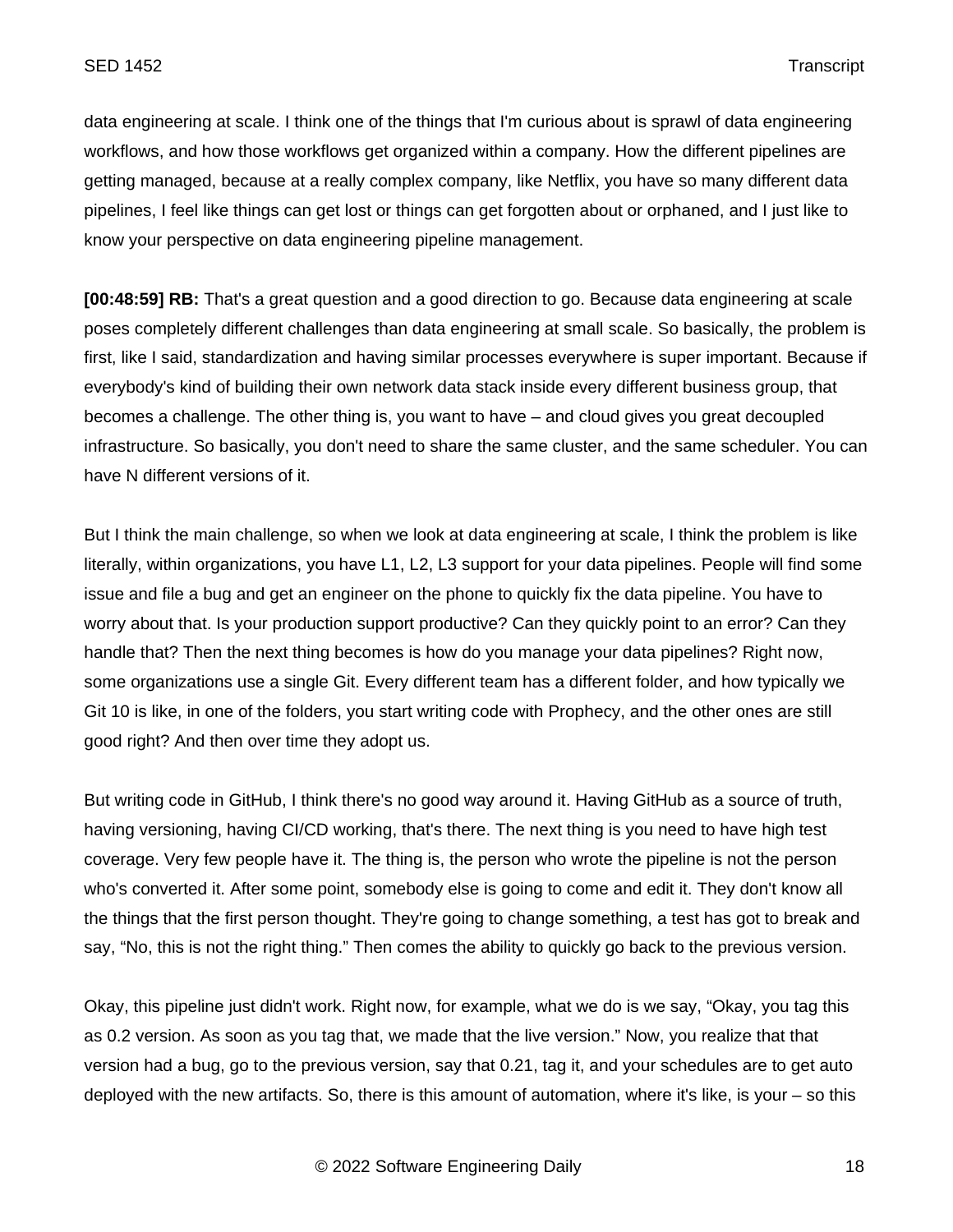data engineering at scale. I think one of the things that I'm curious about is sprawl of data engineering workflows, and how those workflows get organized within a company. How the different pipelines are getting managed, because at a really complex company, like Netflix, you have so many different data pipelines, I feel like things can get lost or things can get forgotten about or orphaned, and I just like to know your perspective on data engineering pipeline management.

**[00:48:59] RB:** That's a great question and a good direction to go. Because data engineering at scale poses completely different challenges than data engineering at small scale. So basically, the problem is first, like I said, standardization and having similar processes everywhere is super important. Because if everybody's kind of building their own network data stack inside every different business group, that becomes a challenge. The other thing is, you want to have – and cloud gives you great decoupled infrastructure. So basically, you don't need to share the same cluster, and the same scheduler. You can have N different versions of it.

But I think the main challenge, so when we look at data engineering at scale, I think the problem is like literally, within organizations, you have L1, L2, L3 support for your data pipelines. People will find some issue and file a bug and get an engineer on the phone to quickly fix the data pipeline. You have to worry about that. Is your production support productive? Can they quickly point to an error? Can they handle that? Then the next thing becomes is how do you manage your data pipelines? Right now, some organizations use a single Git. Every different team has a different folder, and how typically we Git 10 is like, in one of the folders, you start writing code with Prophecy, and the other ones are still good right? And then over time they adopt us.

But writing code in GitHub, I think there's no good way around it. Having GitHub as a source of truth, having versioning, having CI/CD working, that's there. The next thing is you need to have high test coverage. Very few people have it. The thing is, the person who wrote the pipeline is not the person who's converted it. After some point, somebody else is going to come and edit it. They don't know all the things that the first person thought. They're going to change something, a test has got to break and say, "No, this is not the right thing." Then comes the ability to quickly go back to the previous version.

Okay, this pipeline just didn't work. Right now, for example, what we do is we say, "Okay, you tag this as 0.2 version. As soon as you tag that, we made that the live version." Now, you realize that that version had a bug, go to the previous version, say that 0.21, tag it, and your schedules are to get auto deployed with the new artifacts. So, there is this amount of automation, where it's like, is your – so this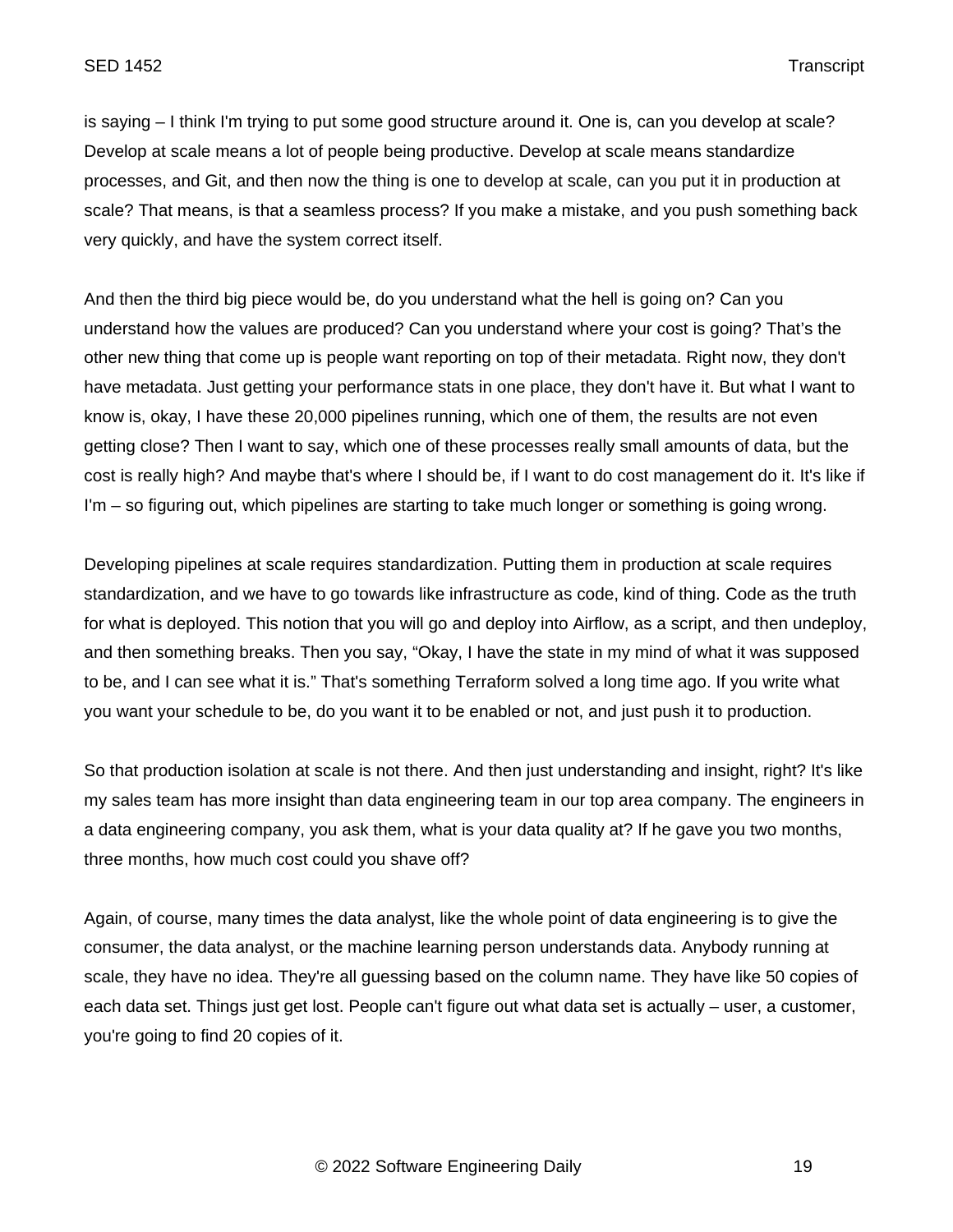is saying – I think I'm trying to put some good structure around it. One is, can you develop at scale? Develop at scale means a lot of people being productive. Develop at scale means standardize processes, and Git, and then now the thing is one to develop at scale, can you put it in production at scale? That means, is that a seamless process? If you make a mistake, and you push something back very quickly, and have the system correct itself.

And then the third big piece would be, do you understand what the hell is going on? Can you understand how the values are produced? Can you understand where your cost is going? That’s the other new thing that come up is people want reporting on top of their metadata. Right now, they don't have metadata. Just getting your performance stats in one place, they don't have it. But what I want to know is, okay, I have these 20,000 pipelines running, which one of them, the results are not even getting close? Then I want to say, which one of these processes really small amounts of data, but the cost is really high? And maybe that's where I should be, if I want to do cost management do it. It's like if I'm – so figuring out, which pipelines are starting to take much longer or something is going wrong.

Developing pipelines at scale requires standardization. Putting them in production at scale requires standardization, and we have to go towards like infrastructure as code, kind of thing. Code as the truth for what is deployed. This notion that you will go and deploy into Airflow, as a script, and then undeploy, and then something breaks. Then you say, “Okay, I have the state in my mind of what it was supposed to be, and I can see what it is.” That's something Terraform solved a long time ago. If you write what you want your schedule to be, do you want it to be enabled or not, and just push it to production.

So that production isolation at scale is not there. And then just understanding and insight, right? It's like my sales team has more insight than data engineering team in our top area company. The engineers in a data engineering company, you ask them, what is your data quality at? If he gave you two months, three months, how much cost could you shave off?

Again, of course, many times the data analyst, like the whole point of data engineering is to give the consumer, the data analyst, or the machine learning person understands data. Anybody running at scale, they have no idea. They're all guessing based on the column name. They have like 50 copies of each data set. Things just get lost. People can't figure out what data set is actually – user, a customer, you're going to find 20 copies of it.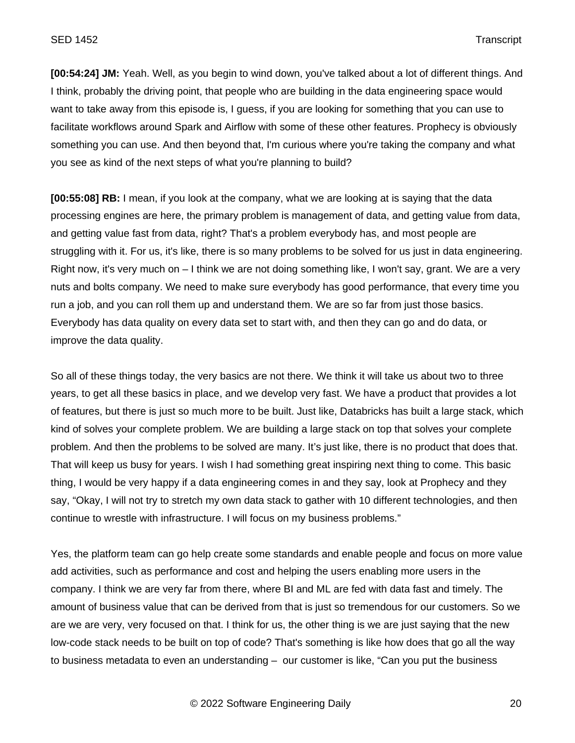**[00:54:24] JM:** Yeah. Well, as you begin to wind down, you've talked about a lot of different things. And I think, probably the driving point, that people who are building in the data engineering space would want to take away from this episode is, I guess, if you are looking for something that you can use to facilitate workflows around Spark and Airflow with some of these other features. Prophecy is obviously something you can use. And then beyond that, I'm curious where you're taking the company and what you see as kind of the next steps of what you're planning to build?

**[00:55:08] RB:** I mean, if you look at the company, what we are looking at is saying that the data processing engines are here, the primary problem is management of data, and getting value from data, and getting value fast from data, right? That's a problem everybody has, and most people are struggling with it. For us, it's like, there is so many problems to be solved for us just in data engineering. Right now, it's very much on – I think we are not doing something like, I won't say, grant. We are a very nuts and bolts company. We need to make sure everybody has good performance, that every time you run a job, and you can roll them up and understand them. We are so far from just those basics. Everybody has data quality on every data set to start with, and then they can go and do data, or improve the data quality.

So all of these things today, the very basics are not there. We think it will take us about two to three years, to get all these basics in place, and we develop very fast. We have a product that provides a lot of features, but there is just so much more to be built. Just like, Databricks has built a large stack, which kind of solves your complete problem. We are building a large stack on top that solves your complete problem. And then the problems to be solved are many. It's just like, there is no product that does that. That will keep us busy for years. I wish I had something great inspiring next thing to come. This basic thing, I would be very happy if a data engineering comes in and they say, look at Prophecy and they say, "Okay, I will not try to stretch my own data stack to gather with 10 different technologies, and then continue to wrestle with infrastructure. I will focus on my business problems."

Yes, the platform team can go help create some standards and enable people and focus on more value add activities, such as performance and cost and helping the users enabling more users in the company. I think we are very far from there, where BI and ML are fed with data fast and timely. The amount of business value that can be derived from that is just so tremendous for our customers. So we are we are very, very focused on that. I think for us, the other thing is we are just saying that the new low-code stack needs to be built on top of code? That's something is like how does that go all the way to business metadata to even an understanding – our customer is like, "Can you put the business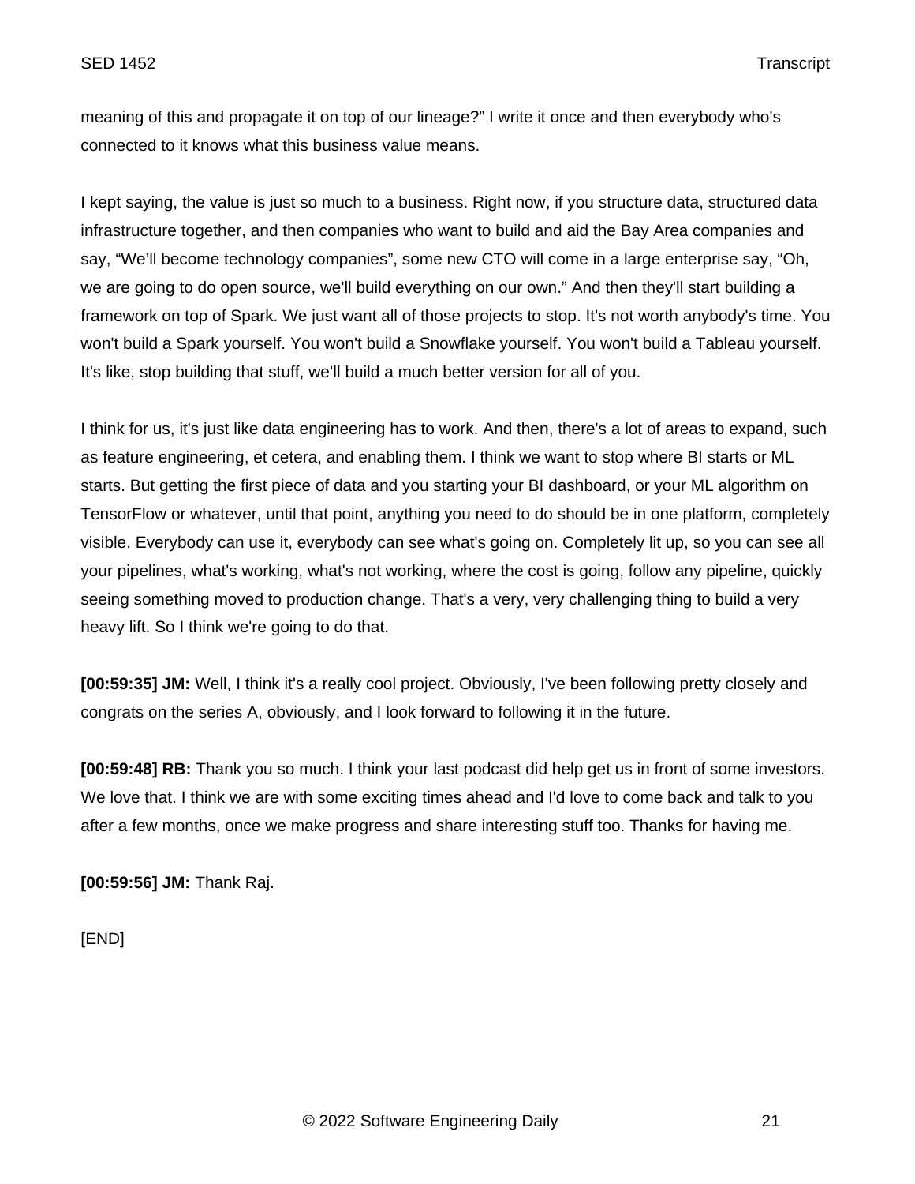meaning of this and propagate it on top of our lineage?" I write it once and then everybody who's connected to it knows what this business value means.

I kept saying, the value is just so much to a business. Right now, if you structure data, structured data infrastructure together, and then companies who want to build and aid the Bay Area companies and say, "We'll become technology companies", some new CTO will come in a large enterprise say, "Oh, we are going to do open source, we'll build everything on our own." And then they'll start building a framework on top of Spark. We just want all of those projects to stop. It's not worth anybody's time. You won't build a Spark yourself. You won't build a Snowflake yourself. You won't build a Tableau yourself. It's like, stop building that stuff, we'll build a much better version for all of you.

I think for us, it's just like data engineering has to work. And then, there's a lot of areas to expand, such as feature engineering, et cetera, and enabling them. I think we want to stop where BI starts or ML starts. But getting the first piece of data and you starting your BI dashboard, or your ML algorithm on TensorFlow or whatever, until that point, anything you need to do should be in one platform, completely visible. Everybody can use it, everybody can see what's going on. Completely lit up, so you can see all your pipelines, what's working, what's not working, where the cost is going, follow any pipeline, quickly seeing something moved to production change. That's a very, very challenging thing to build a very heavy lift. So I think we're going to do that.

**[00:59:35] JM:** Well, I think it's a really cool project. Obviously, I've been following pretty closely and congrats on the series A, obviously, and I look forward to following it in the future.

**[00:59:48] RB:** Thank you so much. I think your last podcast did help get us in front of some investors. We love that. I think we are with some exciting times ahead and I'd love to come back and talk to you after a few months, once we make progress and share interesting stuff too. Thanks for having me.

**[00:59:56] JM:** Thank Raj.

[END]